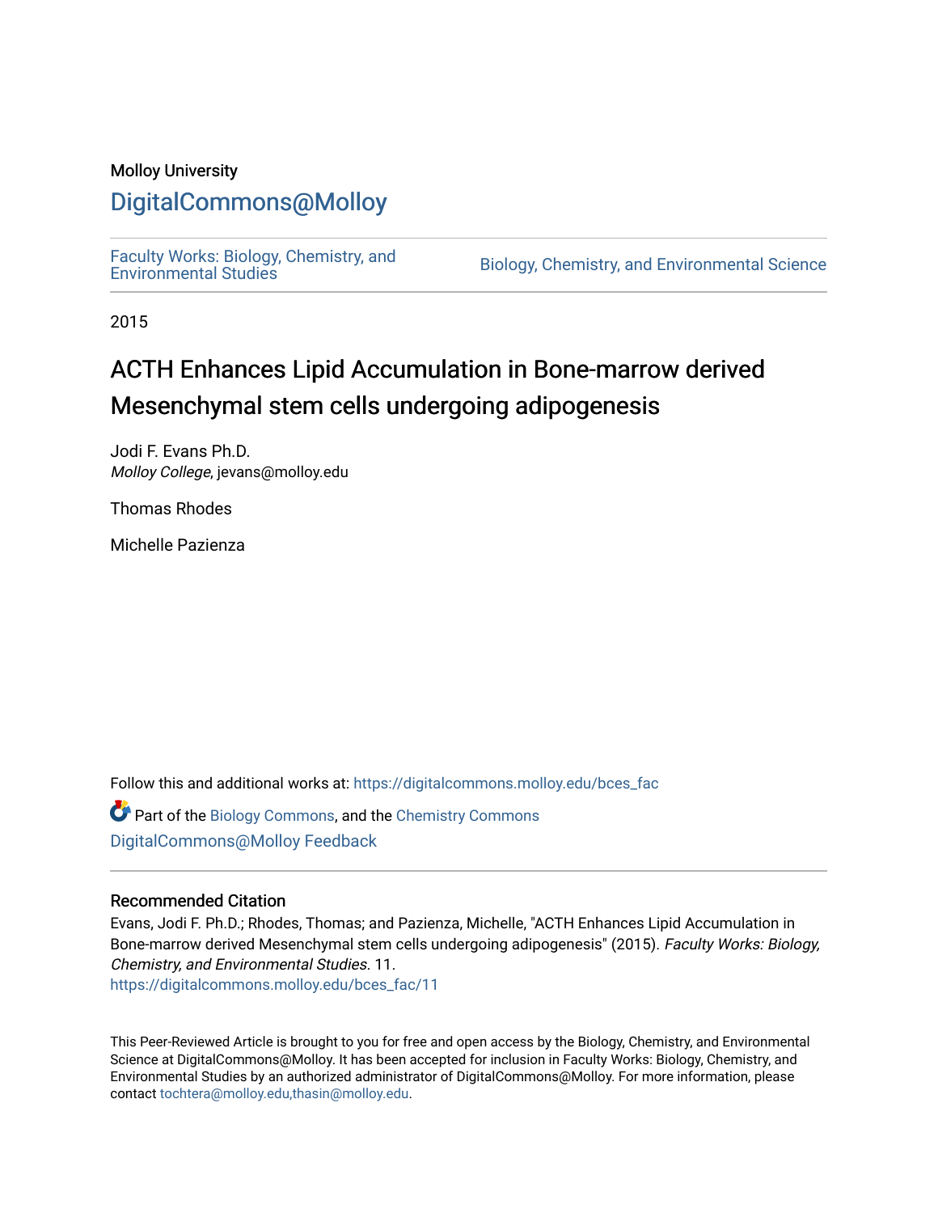Molloy University

# DigitalCommons@Molloy

Faculty Works: Biology, Chemistry, and Environmental Studies

Biology, Chemistry, and Environmental Science

2015

# ACTH Enhances Lipid Accumulation in Bone-marrow derived Mesenchymal stem cells undergoing adipogenesis

Jodi F. Evans Ph.D.
*Molloy College*, jevans@molloy.edu

Thomas Rhodes

Michelle Pazienza

Follow this and additional works at: https://digitalcommons.molloy.edu/bces_fac

Part of the Biology Commons, and the Chemistry Commons

DigitalCommons@Molloy Feedback

### Recommended Citation

Evans, Jodi F. Ph.D.; Rhodes, Thomas; and Pazienza, Michelle, "ACTH Enhances Lipid Accumulation in Bone-marrow derived Mesenchymal stem cells undergoing adipogenesis" (2015). *Faculty Works: Biology, Chemistry, and Environmental Studies*. 11.
https://digitalcommons.molloy.edu/bces_fac/11

This Peer-Reviewed Article is brought to you for free and open access by the Biology, Chemistry, and Environmental Science at DigitalCommons@Molloy. It has been accepted for inclusion in Faculty Works: Biology, Chemistry, and Environmental Studies by an authorized administrator of DigitalCommons@Molloy. For more information, please contact tochtera@molloy.edu,thasin@molloy.edu.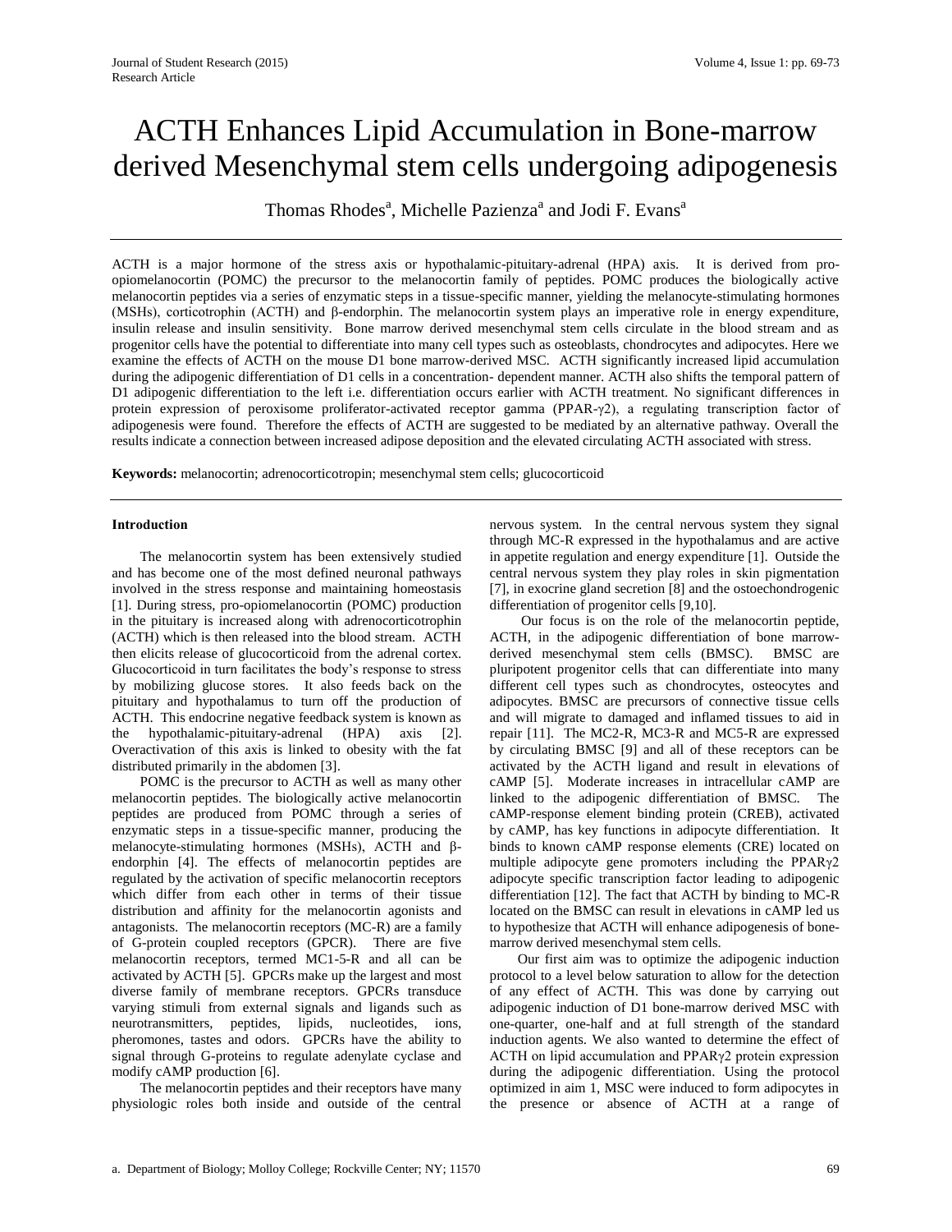# ACTH Enhances Lipid Accumulation in Bone-marrow derived Mesenchymal stem cells undergoing adipogenesis

Thomas Rhodes[a], Michelle Pazienza[a] and Jodi F. Evans[a]

ACTH is a major hormone of the stress axis or hypothalamic-pituitary-adrenal (HPA) axis. It is derived from pro-opiomelanocortin (POMC) the precursor to the melanocortin family of peptides. POMC produces the biologically active melanocortin peptides via a series of enzymatic steps in a tissue-specific manner, yielding the melanocyte-stimulating hormones (MSHs), corticotrophin (ACTH) and β-endorphin. The melanocortin system plays an imperative role in energy expenditure, insulin release and insulin sensitivity. Bone marrow derived mesenchymal stem cells circulate in the blood stream and as progenitor cells have the potential to differentiate into many cell types such as osteoblasts, chondrocytes and adipocytes. Here we examine the effects of ACTH on the mouse D1 bone marrow-derived MSC. ACTH significantly increased lipid accumulation during the adipogenic differentiation of D1 cells in a concentration- dependent manner. ACTH also shifts the temporal pattern of D1 adipogenic differentiation to the left i.e. differentiation occurs earlier with ACTH treatment. No significant differences in protein expression of peroxisome proliferator-activated receptor gamma (PPAR-γ2), a regulating transcription factor of adipogenesis were found. Therefore the effects of ACTH are suggested to be mediated by an alternative pathway. Overall the results indicate a connection between increased adipose deposition and the elevated circulating ACTH associated with stress.

**Keywords:** melanocortin; adrenocorticotropin; mesenchymal stem cells; glucocorticoid

## Introduction

The melanocortin system has been extensively studied and has become one of the most defined neuronal pathways involved in the stress response and maintaining homeostasis [1]. During stress, pro-opiomelanocortin (POMC) production in the pituitary is increased along with adrenocorticotrophin (ACTH) which is then released into the blood stream. ACTH then elicits release of glucocorticoid from the adrenal cortex. Glucocorticoid in turn facilitates the body's response to stress by mobilizing glucose stores. It also feeds back on the pituitary and hypothalamus to turn off the production of ACTH. This endocrine negative feedback system is known as the hypothalamic-pituitary-adrenal (HPA) axis [2]. Overactivation of this axis is linked to obesity with the fat distributed primarily in the abdomen [3].

POMC is the precursor to ACTH as well as many other melanocortin peptides. The biologically active melanocortin peptides are produced from POMC through a series of enzymatic steps in a tissue-specific manner, producing the melanocyte-stimulating hormones (MSHs), ACTH and β-endorphin [4]. The effects of melanocortin peptides are regulated by the activation of specific melanocortin receptors which differ from each other in terms of their tissue distribution and affinity for the melanocortin agonists and antagonists. The melanocortin receptors (MC-R) are a family of G-protein coupled receptors (GPCR). There are five melanocortin receptors, termed MC1-5-R and all can be activated by ACTH [5]. GPCRs make up the largest and most diverse family of membrane receptors. GPCRs transduce varying stimuli from external signals and ligands such as neurotransmitters, peptides, lipids, nucleotides, ions, pheromones, tastes and odors. GPCRs have the ability to signal through G-proteins to regulate adenylate cyclase and modify cAMP production [6].

The melanocortin peptides and their receptors have many physiologic roles both inside and outside of the central nervous system. In the central nervous system they signal through MC-R expressed in the hypothalamus and are active in appetite regulation and energy expenditure [1]. Outside the central nervous system they play roles in skin pigmentation [7], in exocrine gland secretion [8] and the ostoechondrogenic differentiation of progenitor cells [9,10].

Our focus is on the role of the melanocortin peptide, ACTH, in the adipogenic differentiation of bone marrow-derived mesenchymal stem cells (BMSC). BMSC are pluripotent progenitor cells that can differentiate into many different cell types such as chondrocytes, osteocytes and adipocytes. BMSC are precursors of connective tissue cells and will migrate to damaged and inflamed tissues to aid in repair [11]. The MC2-R, MC3-R and MC5-R are expressed by circulating BMSC [9] and all of these receptors can be activated by the ACTH ligand and result in elevations of cAMP [5]. Moderate increases in intracellular cAMP are linked to the adipogenic differentiation of BMSC. The cAMP-response element binding protein (CREB), activated by cAMP, has key functions in adipocyte differentiation. It binds to known cAMP response elements (CRE) located on multiple adipocyte gene promoters including the PPARγ2 adipocyte specific transcription factor leading to adipogenic differentiation [12]. The fact that ACTH by binding to MC-R located on the BMSC can result in elevations in cAMP led us to hypothesize that ACTH will enhance adipogenesis of bone-marrow derived mesenchymal stem cells.

Our first aim was to optimize the adipogenic induction protocol to a level below saturation to allow for the detection of any effect of ACTH. This was done by carrying out adipogenic induction of D1 bone-marrow derived MSC with one-quarter, one-half and at full strength of the standard induction agents. We also wanted to determine the effect of ACTH on lipid accumulation and PPARγ2 protein expression during the adipogenic differentiation. Using the protocol optimized in aim 1, MSC were induced to form adipocytes in the presence or absence of ACTH at a range of

a. Department of Biology; Molloy College; Rockville Center; NY; 11570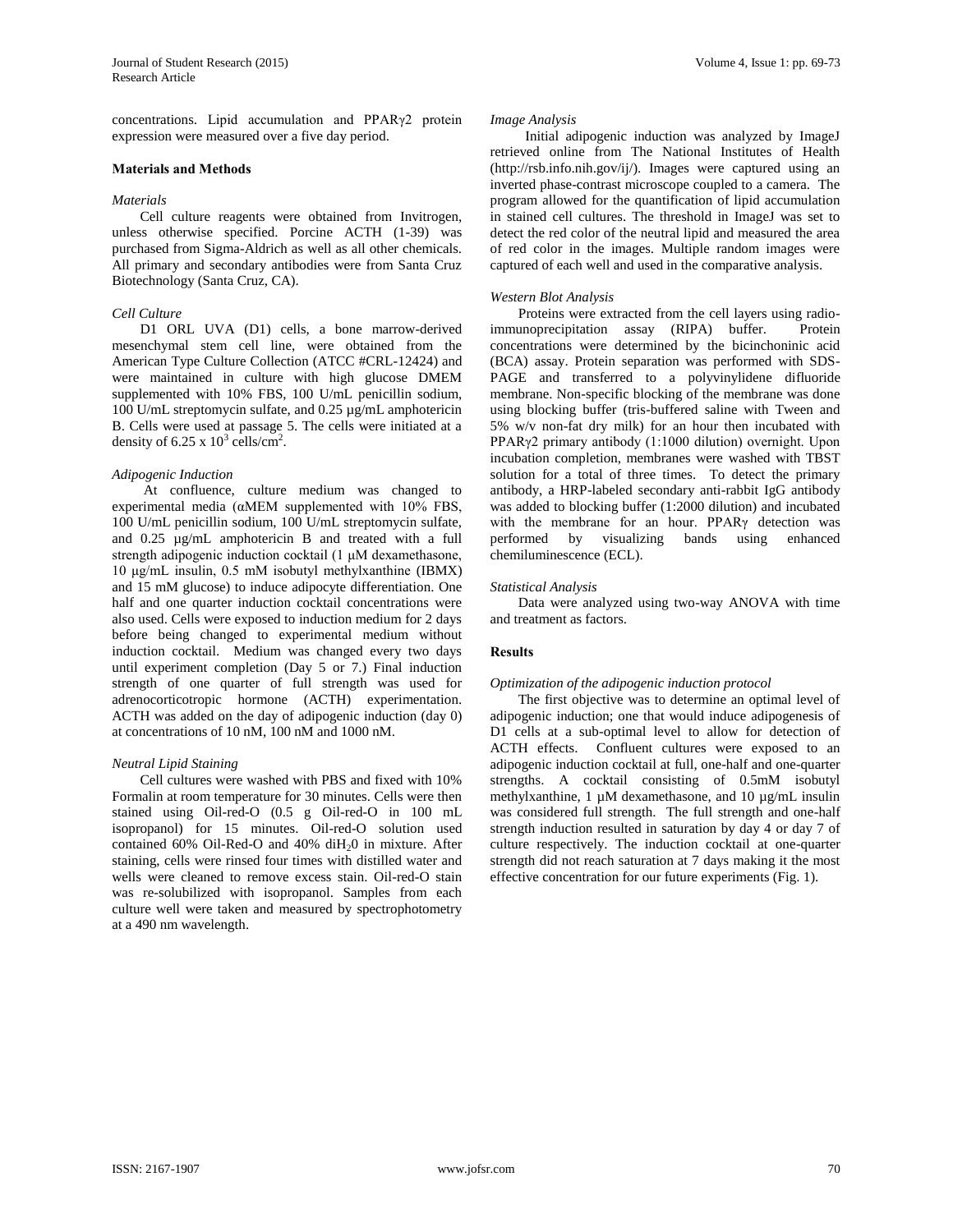concentrations. Lipid accumulation and PPARγ2 protein expression were measured over a five day period.

## Materials and Methods

### *Materials*

Cell culture reagents were obtained from Invitrogen, unless otherwise specified. Porcine ACTH (1-39) was purchased from Sigma-Aldrich as well as all other chemicals. All primary and secondary antibodies were from Santa Cruz Biotechnology (Santa Cruz, CA).

### *Cell Culture*

D1 ORL UVA (D1) cells, a bone marrow-derived mesenchymal stem cell line, were obtained from the American Type Culture Collection (ATCC #CRL-12424) and were maintained in culture with high glucose DMEM supplemented with 10% FBS, 100 U/mL penicillin sodium, 100 U/mL streptomycin sulfate, and 0.25 µg/mL amphotericin B. Cells were used at passage 5. The cells were initiated at a density of $6.25 \times 10^3$ cells/$cm^2$.

### *Adipogenic Induction*

At confluence, culture medium was changed to experimental media (αMEM supplemented with 10% FBS, 100 U/mL penicillin sodium, 100 U/mL streptomycin sulfate, and 0.25 µg/mL amphotericin B and treated with a full strength adipogenic induction cocktail (1 µM dexamethasone, 10 µg/mL insulin, 0.5 mM isobutyl methylxanthine (IBMX) and 15 mM glucose) to induce adipocyte differentiation. One half and one quarter induction cocktail concentrations were also used. Cells were exposed to induction medium for 2 days before being changed to experimental medium without induction cocktail. Medium was changed every two days until experiment completion (Day 5 or 7.) Final induction strength of one quarter of full strength was used for adrenocorticotropic hormone (ACTH) experimentation. ACTH was added on the day of adipogenic induction (day 0) at concentrations of 10 nM, 100 nM and 1000 nM.

### *Neutral Lipid Staining*

Cell cultures were washed with PBS and fixed with 10% Formalin at room temperature for 30 minutes. Cells were then stained using Oil-red-O (0.5 g Oil-red-O in 100 mL isopropanol) for 15 minutes. Oil-red-O solution used contained 60% Oil-Red-O and 40% $diH_2O$ in mixture. After staining, cells were rinsed four times with distilled water and wells were cleaned to remove excess stain. Oil-red-O stain was re-solubilized with isopropanol. Samples from each culture well were taken and measured by spectrophotometry at a 490 nm wavelength.

### *Image Analysis*

Initial adipogenic induction was analyzed by ImageJ retrieved online from The National Institutes of Health (http://rsb.info.nih.gov/ij/). Images were captured using an inverted phase-contrast microscope coupled to a camera. The program allowed for the quantification of lipid accumulation in stained cell cultures. The threshold in ImageJ was set to detect the red color of the neutral lipid and measured the area of red color in the images. Multiple random images were captured of each well and used in the comparative analysis.

### *Western Blot Analysis*

Proteins were extracted from the cell layers using radio-immunoprecipitation assay (RIPA) buffer. Protein concentrations were determined by the bicinchoninic acid (BCA) assay. Protein separation was performed with SDS-PAGE and transferred to a polyvinylidene difluoride membrane. Non-specific blocking of the membrane was done using blocking buffer (tris-buffered saline with Tween and 5% w/v non-fat dry milk) for an hour then incubated with PPARγ2 primary antibody (1:1000 dilution) overnight. Upon incubation completion, membranes were washed with TBST solution for a total of three times. To detect the primary antibody, a HRP-labeled secondary anti-rabbit IgG antibody was added to blocking buffer (1:2000 dilution) and incubated with the membrane for an hour. PPARγ detection was performed by visualizing bands using enhanced chemiluminescence (ECL).

### *Statistical Analysis*

Data were analyzed using two-way ANOVA with time and treatment as factors.

## Results

### *Optimization of the adipogenic induction protocol*

The first objective was to determine an optimal level of adipogenic induction; one that would induce adipogenesis of D1 cells at a sub-optimal level to allow for detection of ACTH effects. Confluent cultures were exposed to an adipogenic induction cocktail at full, one-half and one-quarter strengths. A cocktail consisting of 0.5mM isobutyl methylxanthine, 1 µM dexamethasone, and 10 µg/mL insulin was considered full strength. The full strength and one-half strength induction resulted in saturation by day 4 or day 7 of culture respectively. The induction cocktail at one-quarter strength did not reach saturation at 7 days making it the most effective concentration for our future experiments (Fig. 1).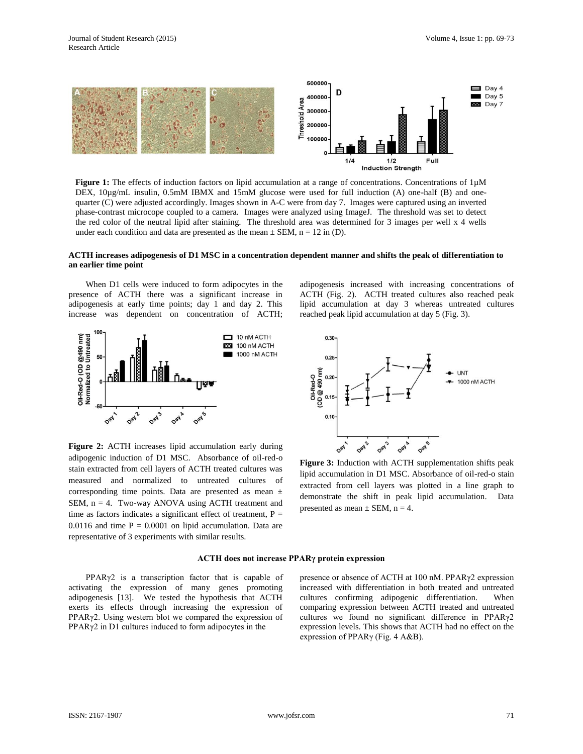**Figure 1:** The effects of induction factors on lipid accumulation at a range of concentrations. Concentrations of 1µM DEX, 10µg/mL insulin, 0.5mM IBMX and 15mM glucose were used for full induction (A) one-half (B) and one-quarter (C) were adjusted accordingly. Images shown in A-C were from day 7. Images were captured using an inverted phase-contrast microcope coupled to a camera. Images were analyzed using ImageJ. The threshold was set to detect the red color of the neutral lipid after staining. The threshold area was determined for 3 images per well x 4 wells under each condition and data are presented as the mean ± SEM, n = 12 in (D).

#### ACTH increases adipogenesis of D1 MSC in a concentration dependent manner and shifts the peak of differentiation to an earlier time point

When D1 cells were induced to form adipocytes in the presence of ACTH there was a significant increase in adipogenesis at early time points; day 1 and day 2. This increase was dependent on concentration of ACTH; adipogenesis increased with increasing concentrations of ACTH (Fig. 2). ACTH treated cultures also reached peak lipid accumulation at day 3 whereas untreated cultures reached peak lipid accumulation at day 5 (Fig. 3).

**Figure 2:** ACTH increases lipid accumulation early during adipogenic induction of D1 MSC. Absorbance of oil-red-o stain extracted from cell layers of ACTH treated cultures was measured and normalized to untreated cultures of corresponding time points. Data are presented as mean ± SEM, n = 4. Two-way ANOVA using ACTH treatment and time as factors indicates a significant effect of treatment, $P = 0.0116$ and time $P = 0.0001$ on lipid accumulation. Data are representative of 3 experiments with similar results.

**Figure 3:** Induction with ACTH supplementation shifts peak lipid accumulation in D1 MSC. Absorbance of oil-red-o stain extracted from cell layers was plotted in a line graph to demonstrate the shift in peak lipid accumulation. Data presented as mean ± SEM, n = 4.

#### ACTH does not increase PPARγ protein expression

PPARγ2 is a transcription factor that is capable of activating the expression of many genes promoting adipogenesis [13]. We tested the hypothesis that ACTH exerts its effects through increasing the expression of PPARγ2. Using western blot we compared the expression of PPARγ2 in D1 cultures induced to form adipocytes in the presence or absence of ACTH at 100 nM. PPARγ2 expression increased with differentiation in both treated and untreated cultures confirming adipogenic differentiation. When comparing expression between ACTH treated and untreated cultures we found no significant difference in PPARγ2 expression levels. This shows that ACTH had no effect on the expression of PPARγ (Fig. 4 A&B).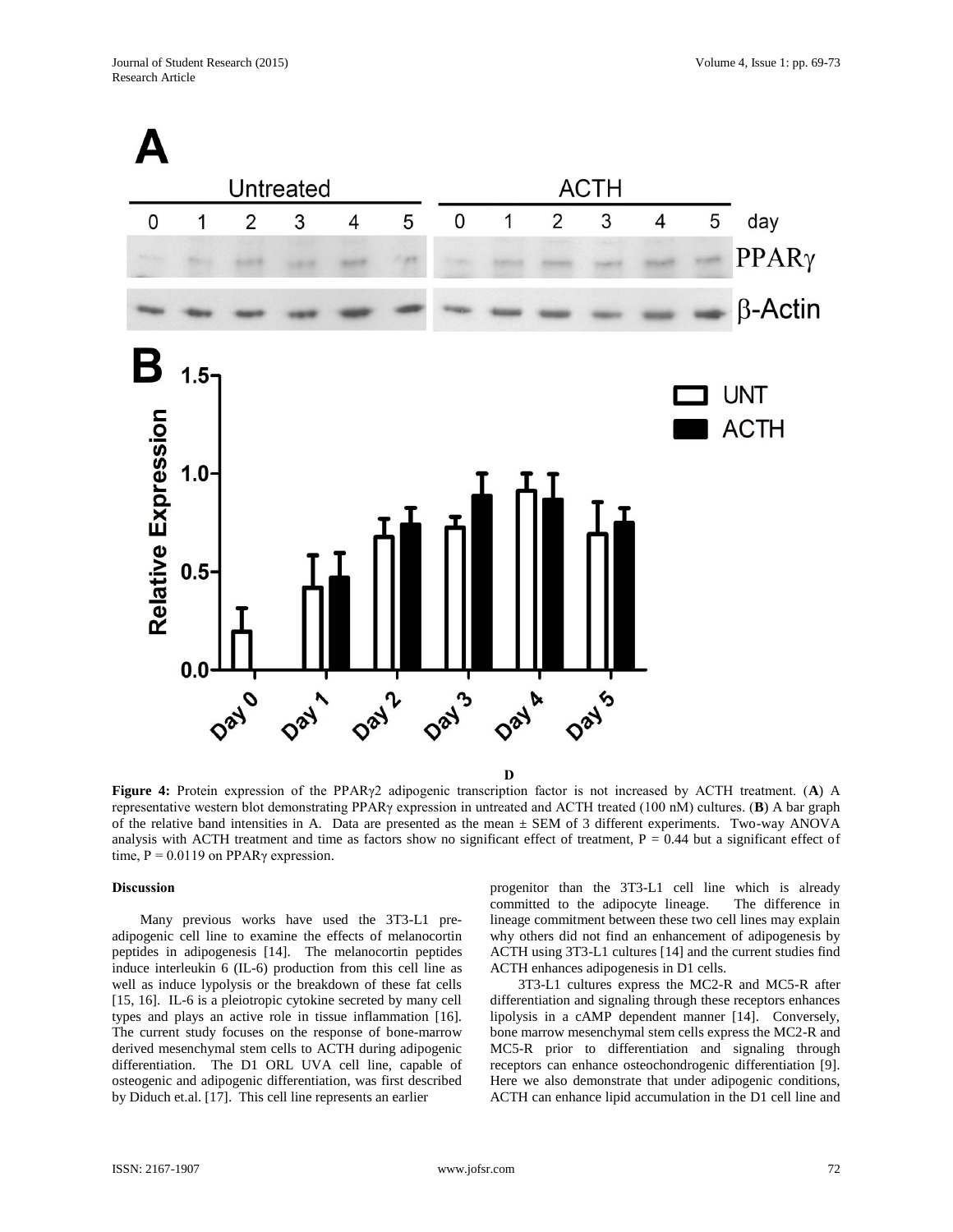**D**

**Figure 4:** Protein expression of the PPARγ2 adipogenic transcription factor is not increased by ACTH treatment. (**A**) A representative western blot demonstrating PPARγ expression in untreated and ACTH treated (100 nM) cultures. (**B**) A bar graph of the relative band intensities in A. Data are presented as the mean ± SEM of 3 different experiments. Two-way ANOVA analysis with ACTH treatment and time as factors show no significant effect of treatment, $P = 0.44$ but a significant effect of time, $P = 0.0119$ on PPARγ expression.

## Discussion

Many previous works have used the 3T3-L1 pre-adipogenic cell line to examine the effects of melanocortin peptides in adipogenesis [14]. The melanocortin peptides induce interleukin 6 (IL-6) production from this cell line as well as induce lypolysis or the breakdown of these fat cells [15, 16]. IL-6 is a pleiotropic cytokine secreted by many cell types and plays an active role in tissue inflammation [16]. The current study focuses on the response of bone-marrow derived mesenchymal stem cells to ACTH during adipogenic differentiation. The D1 ORL UVA cell line, capable of osteogenic and adipogenic differentiation, was first described by Diduch et.al. [17]. This cell line represents an earlier progenitor than the 3T3-L1 cell line which is already committed to the adipocyte lineage. The difference in lineage commitment between these two cell lines may explain why others did not find an enhancement of adipogenesis by ACTH using 3T3-L1 cultures [14] and the current studies find ACTH enhances adipogenesis in D1 cells.

3T3-L1 cultures express the MC2-R and MC5-R after differentiation and signaling through these receptors enhances lipolysis in a cAMP dependent manner [14]. Conversely, bone marrow mesenchymal stem cells express the MC2-R and MC5-R prior to differentiation and signaling through receptors can enhance osteochondrogenic differentiation [9]. Here we also demonstrate that under adipogenic conditions, ACTH can enhance lipid accumulation in the D1 cell line and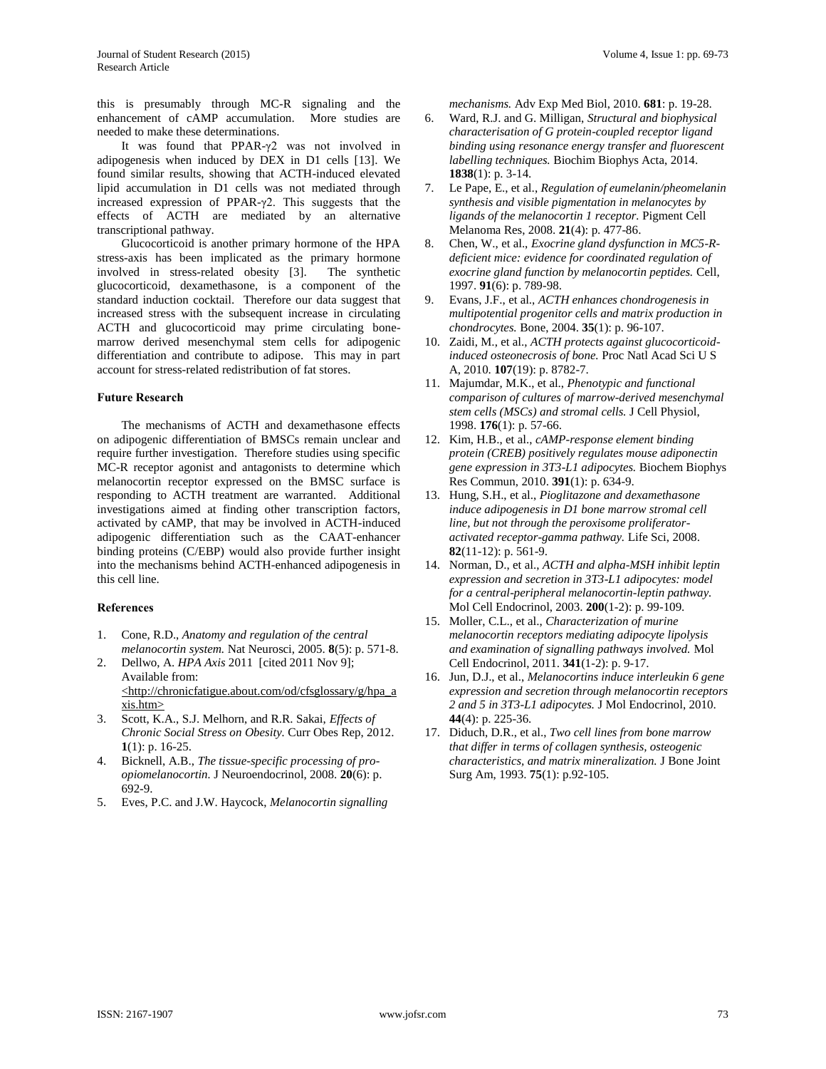this is presumably through MC-R signaling and the enhancement of cAMP accumulation. More studies are needed to make these determinations.

It was found that PPAR-γ2 was not involved in adipogenesis when induced by DEX in D1 cells [13]. We found similar results, showing that ACTH-induced elevated lipid accumulation in D1 cells was not mediated through increased expression of PPAR-γ2. This suggests that the effects of ACTH are mediated by an alternative transcriptional pathway.

Glucocorticoid is another primary hormone of the HPA stress-axis has been implicated as the primary hormone involved in stress-related obesity [3]. The synthetic glucocorticoid, dexamethasone, is a component of the standard induction cocktail. Therefore our data suggest that increased stress with the subsequent increase in circulating ACTH and glucocorticoid may prime circulating bone-marrow derived mesenchymal stem cells for adipogenic differentiation and contribute to adipose. This may in part account for stress-related redistribution of fat stores.

## Future Research

The mechanisms of ACTH and dexamethasone effects on adipogenic differentiation of BMSCs remain unclear and require further investigation. Therefore studies using specific MC-R receptor agonist and antagonists to determine which melanocortin receptor expressed on the BMSC surface is responding to ACTH treatment are warranted. Additional investigations aimed at finding other transcription factors, activated by cAMP, that may be involved in ACTH-induced adipogenic differentiation such as the CAAT-enhancer binding proteins (C/EBP) would also provide further insight into the mechanisms behind ACTH-enhanced adipogenesis in this cell line.

## References

1. Cone, R.D., *Anatomy and regulation of the central melanocortin system.* Nat Neurosci, 2005. **8**(5): p. 571-8.
2. Dellwo, A. *HPA Axis* 2011 [cited 2011 Nov 9]; Available from: <http://chronicfatigue.about.com/od/cfsglossary/g/hpa_axis.htm>
3. Scott, K.A., S.J. Melhorn, and R.R. Sakai, *Effects of Chronic Social Stress on Obesity.* Curr Obes Rep, 2012. **1**(1): p. 16-25.
4. Bicknell, A.B., *The tissue-specific processing of pro-opiomelanocortin.* J Neuroendocrinol, 2008. **20**(6): p. 692-9.
5. Eves, P.C. and J.W. Haycock, *Melanocortin signalling mechanisms.* Adv Exp Med Biol, 2010. **681**: p. 19-28.
6. Ward, R.J. and G. Milligan, *Structural and biophysical characterisation of G protein-coupled receptor ligand binding using resonance energy transfer and fluorescent labelling techniques.* Biochim Biophys Acta, 2014. **1838**(1): p. 3-14.
7. Le Pape, E., et al., *Regulation of eumelanin/pheomelanin synthesis and visible pigmentation in melanocytes by ligands of the melanocortin 1 receptor.* Pigment Cell Melanoma Res, 2008. **21**(4): p. 477-86.
8. Chen, W., et al., *Exocrine gland dysfunction in MC5-R-deficient mice: evidence for coordinated regulation of exocrine gland function by melanocortin peptides.* Cell, 1997. **91**(6): p. 789-98.
9. Evans, J.F., et al., *ACTH enhances chondrogenesis in multipotential progenitor cells and matrix production in chondrocytes.* Bone, 2004. **35**(1): p. 96-107.
10. Zaidi, M., et al., *ACTH protects against glucocorticoid-induced osteonecrosis of bone.* Proc Natl Acad Sci U S A, 2010. **107**(19): p. 8782-7.
11. Majumdar, M.K., et al., *Phenotypic and functional comparison of cultures of marrow-derived mesenchymal stem cells (MSCs) and stromal cells.* J Cell Physiol, 1998. **176**(1): p. 57-66.
12. Kim, H.B., et al., *cAMP-response element binding protein (CREB) positively regulates mouse adiponectin gene expression in 3T3-L1 adipocytes.* Biochem Biophys Res Commun, 2010. **391**(1): p. 634-9.
13. Hung, S.H., et al., *Pioglitazone and dexamethasone induce adipogenesis in D1 bone marrow stromal cell line, but not through the peroxisome proliferator-activated receptor-gamma pathway.* Life Sci, 2008. **82**(11-12): p. 561-9.
14. Norman, D., et al., *ACTH and alpha-MSH inhibit leptin expression and secretion in 3T3-L1 adipocytes: model for a central-peripheral melanocortin-leptin pathway.* Mol Cell Endocrinol, 2003. **200**(1-2): p. 99-109.
15. Moller, C.L., et al., *Characterization of murine melanocortin receptors mediating adipocyte lipolysis and examination of signalling pathways involved.* Mol Cell Endocrinol, 2011. **341**(1-2): p. 9-17.
16. Jun, D.J., et al., *Melanocortins induce interleukin 6 gene expression and secretion through melanocortin receptors 2 and 5 in 3T3-L1 adipocytes.* J Mol Endocrinol, 2010. **44**(4): p. 225-36.
17. Diduch, D.R., et al., *Two cell lines from bone marrow that differ in terms of collagen synthesis, osteogenic characteristics, and matrix mineralization.* J Bone Joint Surg Am, 1993. **75**(1): p.92-105.